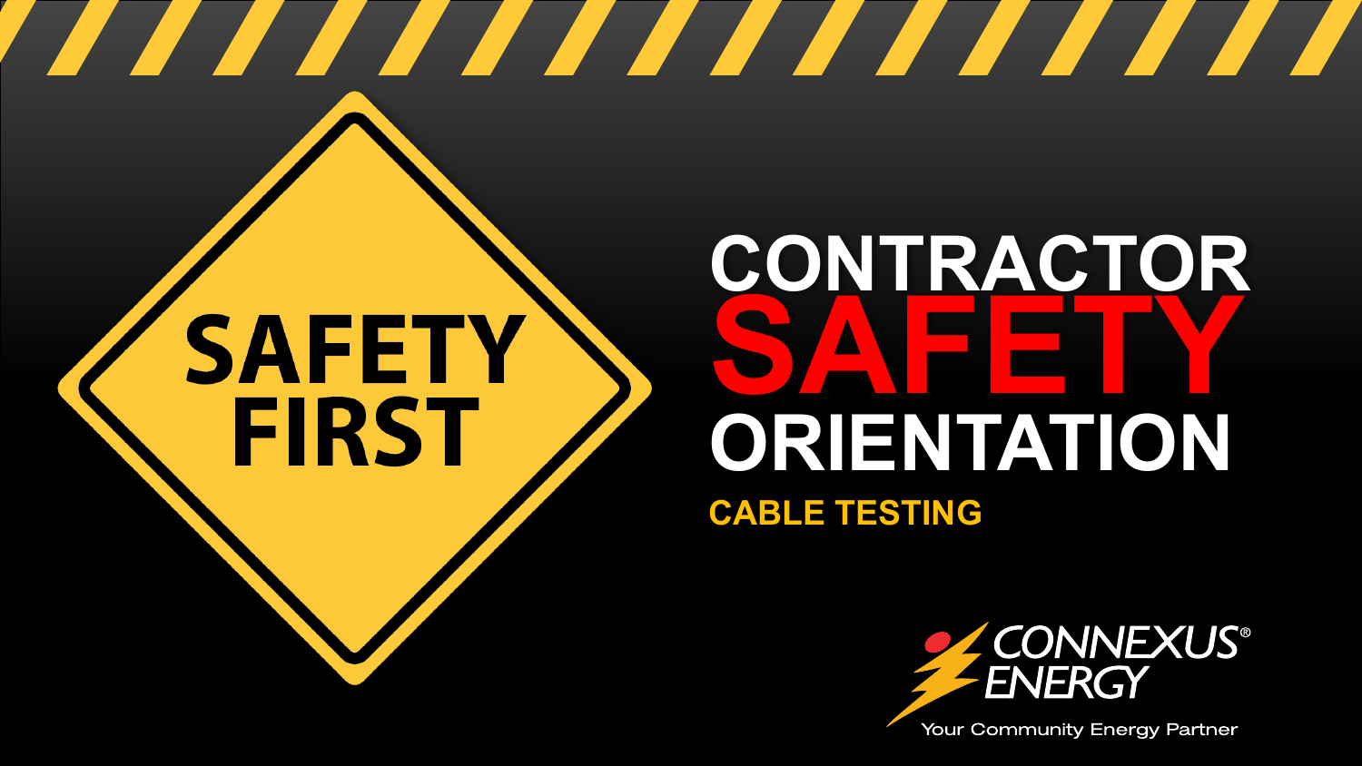SAFETY FIRST

# CONTRACTOR SAFETY ORIENTATION

## CABLE TESTING

CONNEXUS® ENERGY

Your Community Energy Partner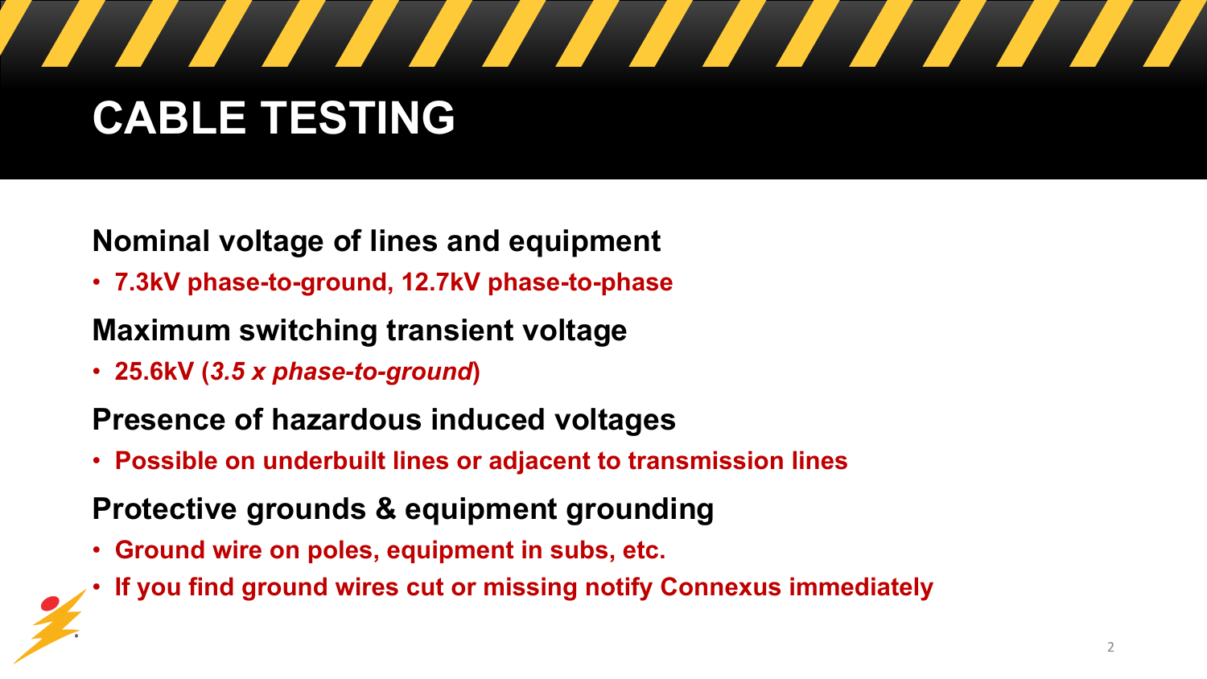# CABLE TESTING

**Nominal voltage of lines and equipment**

- **7.3kV phase-to-ground, 12.7kV phase-to-phase**

**Maximum switching transient voltage**

- **25.6kV (*3.5 x phase-to-ground*)**

**Presence of hazardous induced voltages**

- **Possible on underbuilt lines or adjacent to transmission lines**

**Protective grounds & equipment grounding**

- **Ground wire on poles, equipment in subs, etc.**
- **If you find ground wires cut or missing notify Connexus immediately**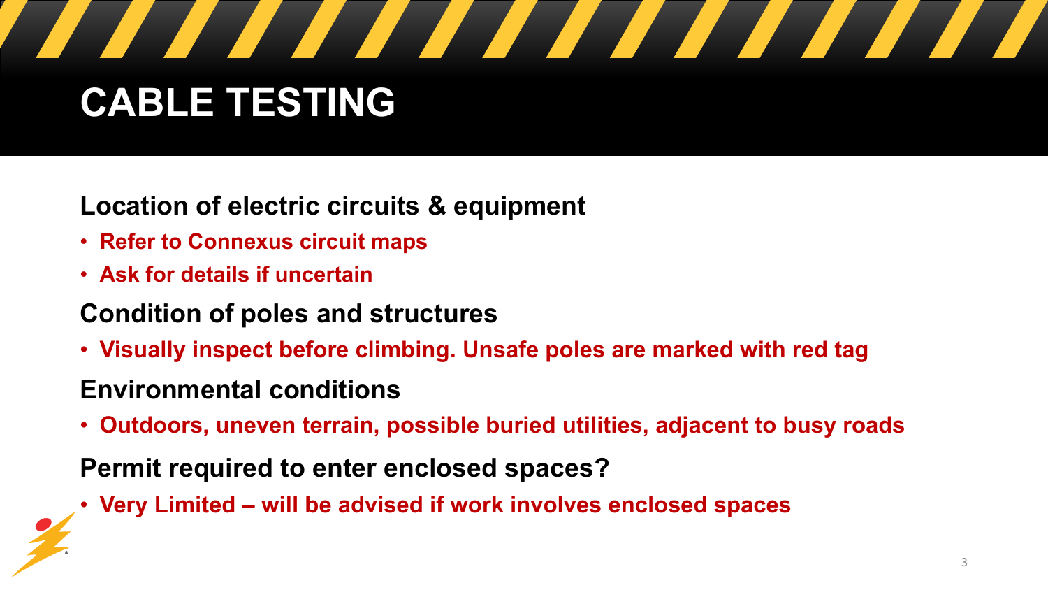# CABLE TESTING

**Location of electric circuits & equipment**

- **Refer to Connexus circuit maps**
- **Ask for details if uncertain**

**Condition of poles and structures**

- **Visually inspect before climbing. Unsafe poles are marked with red tag**

**Environmental conditions**

- **Outdoors, uneven terrain, possible buried utilities, adjacent to busy roads**

**Permit required to enter enclosed spaces?**

- **Very Limited – will be advised if work involves enclosed spaces**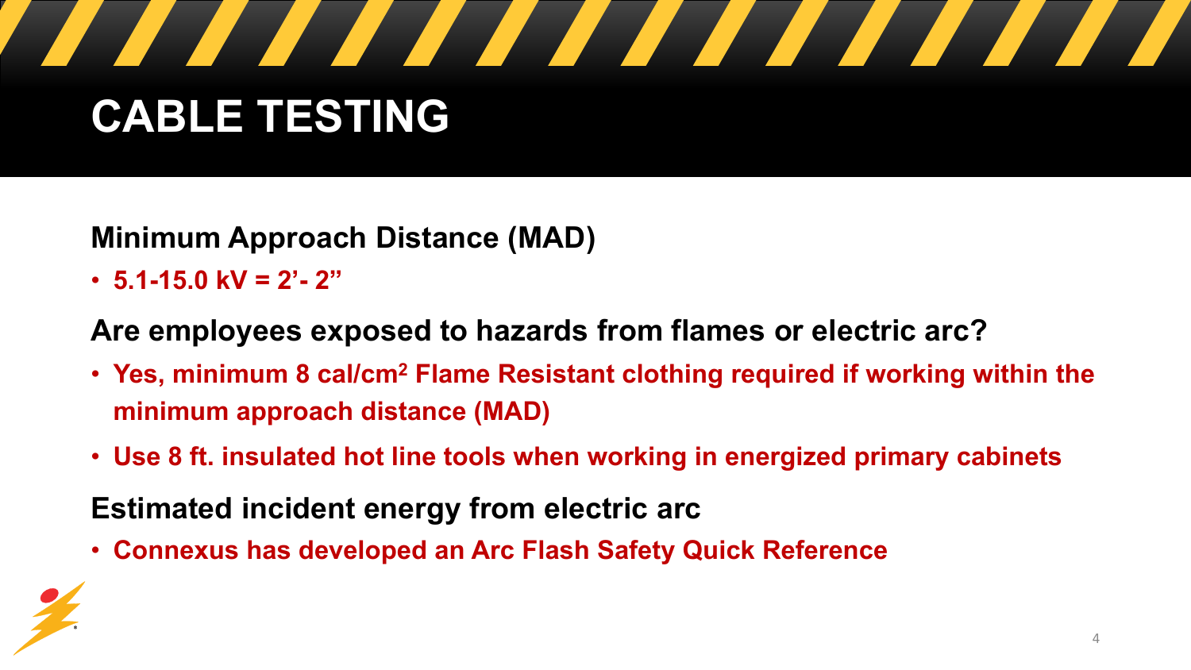# CABLE TESTING

**Minimum Approach Distance (MAD)**

- **5.1-15.0 kV = 2’- 2”**

**Are employees exposed to hazards from flames or electric arc?**

- **Yes, minimum 8 cal/cm$^2$ Flame Resistant clothing required if working within the minimum approach distance (MAD)**
- **Use 8 ft. insulated hot line tools when working in energized primary cabinets**

**Estimated incident energy from electric arc**

- **Connexus has developed an Arc Flash Safety Quick Reference**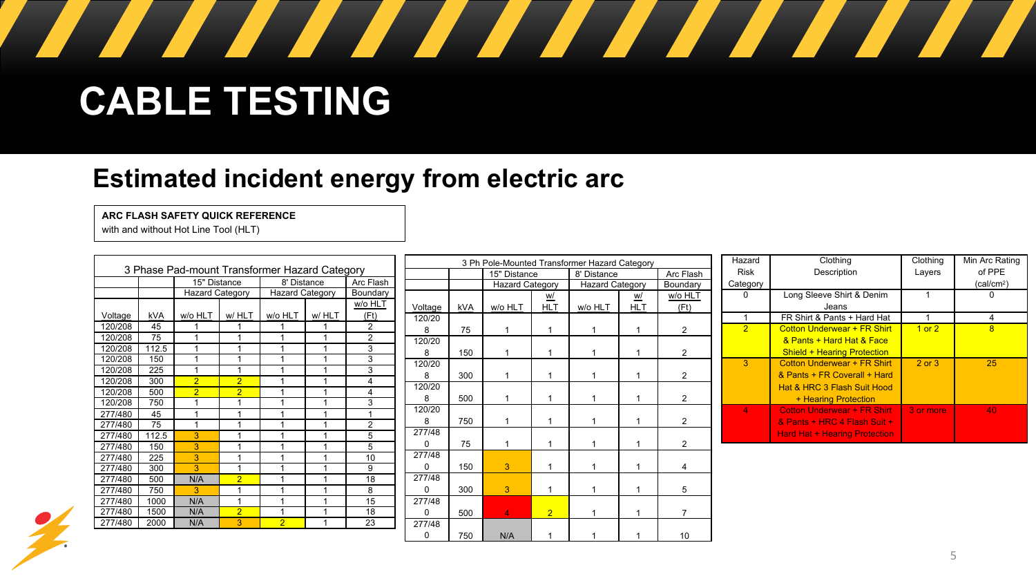# CABLE TESTING

## Estimated incident energy from electric arc

**ARC FLASH SAFETY QUICK REFERENCE**
with and without Hot Line Tool (HLT)

| 3 Phase Pad-mount Transformer Hazard Category | | | | | | |
|---|---|---|---|---|---|---|
| | | 15" Distance | | 8' Distance | | Arc Flash |
| | | Hazard Category | | Hazard Category | | Boundary |
| Voltage | kVA | w/o HLT | w/ HLT | w/o HLT | w/ HLT | w/o HLT (Ft) |
| 120/208 | 45 | 1 | 1 | 1 | 1 | 2 |
| 120/208 | 75 | 1 | 1 | 1 | 1 | 2 |
| 120/208 | 112.5 | 1 | 1 | 1 | 1 | 3 |
| 120/208 | 150 | 1 | 1 | 1 | 1 | 3 |
| 120/208 | 225 | 1 | 1 | 1 | 1 | 3 |
| 120/208 | 300 | 2 | 2 | 1 | 1 | 4 |
| 120/208 | 500 | 2 | 2 | 1 | 1 | 4 |
| 120/208 | 750 | 1 | 1 | 1 | 1 | 3 |
| 277/480 | 45 | 1 | 1 | 1 | 1 | 1 |
| 277/480 | 75 | 1 | 1 | 1 | 1 | 2 |
| 277/480 | 112.5 | 3 | 1 | 1 | 1 | 5 |
| 277/480 | 150 | 3 | 1 | 1 | 1 | 5 |
| 277/480 | 225 | 3 | 1 | 1 | 1 | 10 |
| 277/480 | 300 | 3 | 1 | 1 | 1 | 9 |
| 277/480 | 500 | N/A | 2 | 1 | 1 | 18 |
| 277/480 | 750 | 3 | 1 | 1 | 1 | 8 |
| 277/480 | 1000 | N/A | 1 | 1 | 1 | 15 |
| 277/480 | 1500 | N/A | 2 | 1 | 1 | 18 |
| 277/480 | 2000 | N/A | 3 | 2 | 1 | 23 |

| 3 Ph Pole-Mounted Transformer Hazard Category | | | | | | |
|---|---|---|---|---|---|---|
| | | 15" Distance | | 8' Distance | | Arc Flash |
| | | Hazard Category | | Hazard Category | | Boundary |
| Voltage | kVA | w/o HLT | w/ HLT | w/o HLT | w/ HLT | w/o HLT (Ft) |
| 120/208 | 75 | 1 | 1 | 1 | 1 | 2 |
| 120/208 | 150 | 1 | 1 | 1 | 1 | 2 |
| 120/208 | 300 | 1 | 1 | 1 | 1 | 2 |
| 120/208 | 500 | 1 | 1 | 1 | 1 | 2 |
| 120/208 | 750 | 1 | 1 | 1 | 1 | 2 |
| 277/480 | 75 | 1 | 1 | 1 | 1 | 2 |
| 277/480 | 150 | 3 | 1 | 1 | 1 | 4 |
| 277/480 | 300 | 3 | 1 | 1 | 1 | 5 |
| 277/480 | 500 | 4 | 2 | 1 | 1 | 7 |
| 277/480 | 750 | N/A | 1 | 1 | 1 | 10 |

| Hazard Risk Category | Clothing Description | Clothing Layers | Min Arc Rating of PPE (cal/cm²) |
|---|---|---|---|
| 0 | Long Sleeve Shirt & Denim Jeans | 1 | 0 |
| 1 | FR Shirt & Pants + Hard Hat | 1 | 4 |
| 2 | Cotton Underwear + FR Shirt & Pants + Hard Hat & Face Shield + Hearing Protection | 1 or 2 | 8 |
| 3 | Cotton Underwear + FR Shirt & Pants + FR Coverall + Hard Hat & HRC 3 Flash Suit Hood + Hearing Protection | 2 or 3 | 25 |
| 4 | Cotton Underwear + FR Shirt & Pants + HRC 4 Flash Suit + Hard Hat + Hearing Protection | 3 or more | 40 |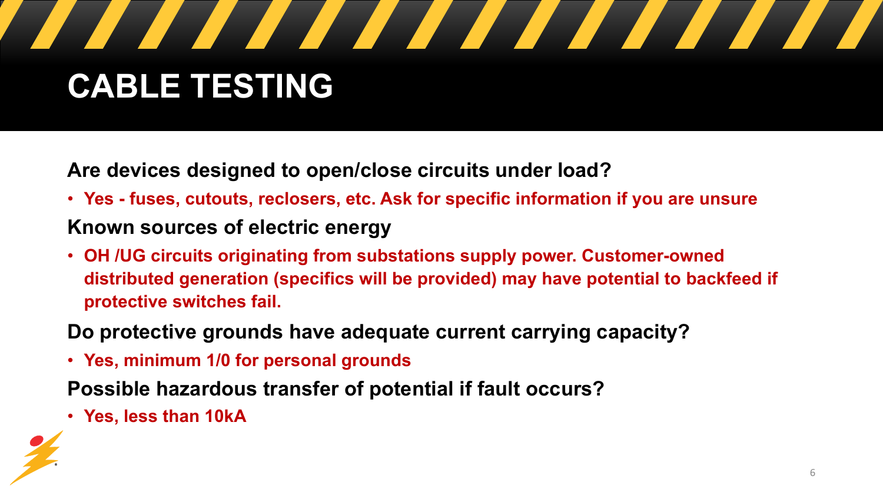# CABLE TESTING

**Are devices designed to open/close circuits under load?**

- **Yes - fuses, cutouts, reclosers, etc. Ask for specific information if you are unsure**

**Known sources of electric energy**

- **OH /UG circuits originating from substations supply power. Customer-owned distributed generation (specifics will be provided) may have potential to backfeed if protective switches fail.**

**Do protective grounds have adequate current carrying capacity?**

- **Yes, minimum 1/0 for personal grounds**

**Possible hazardous transfer of potential if fault occurs?**

- **Yes, less than 10kA**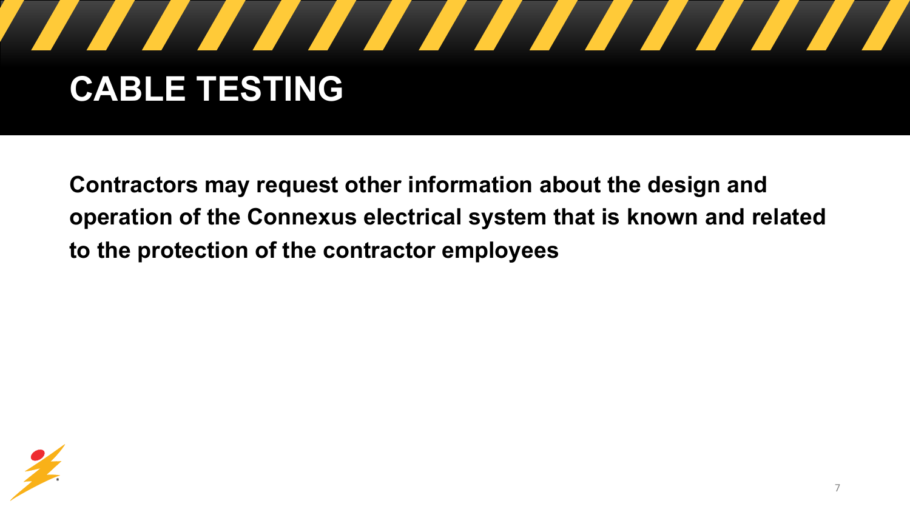# CABLE TESTING

**Contractors may request other information about the design and operation of the Connexus electrical system that is known and related to the protection of the contractor employees**